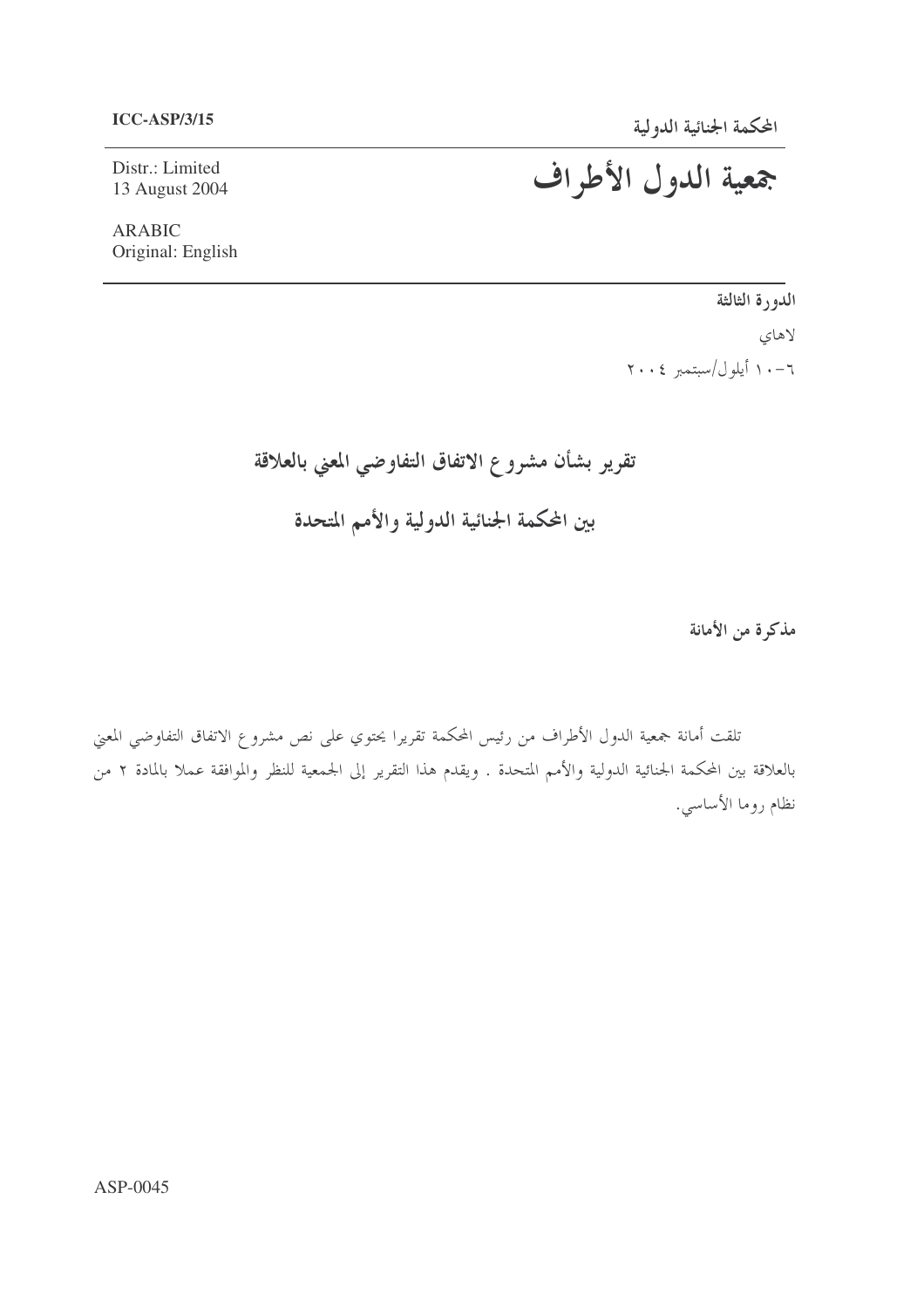ICC-ASP/3/15

Distr.: Limited
13 August 2004

ARABIC
Original: English

المحكمة الجنائية الدولية

# جمعية الدول الأطراف

**الدورة الثالثة**

لاهاي

٦-١٠ أيلول/سبتمبر ٢٠٠٤

## تقرير بشأن مشروع الاتفاق التفاوضي المعني بالعلاقة بين المحكمة الجنائية الدولية والأمم المتحدة

**مذكرة من الأمانة**

تلقت أمانة جمعية الدول الأطراف من رئيس المحكمة تقريرا يحتوي على نص مشروع الاتفاق التفاوضي المعني بالعلاقة بين المحكمة الجنائية الدولية والأمم المتحدة . ويقدم هذا التقرير إلى الجمعية للنظر والموافقة عملا بالمادة ٢ من نظام روما الأساسي.

ASP-0045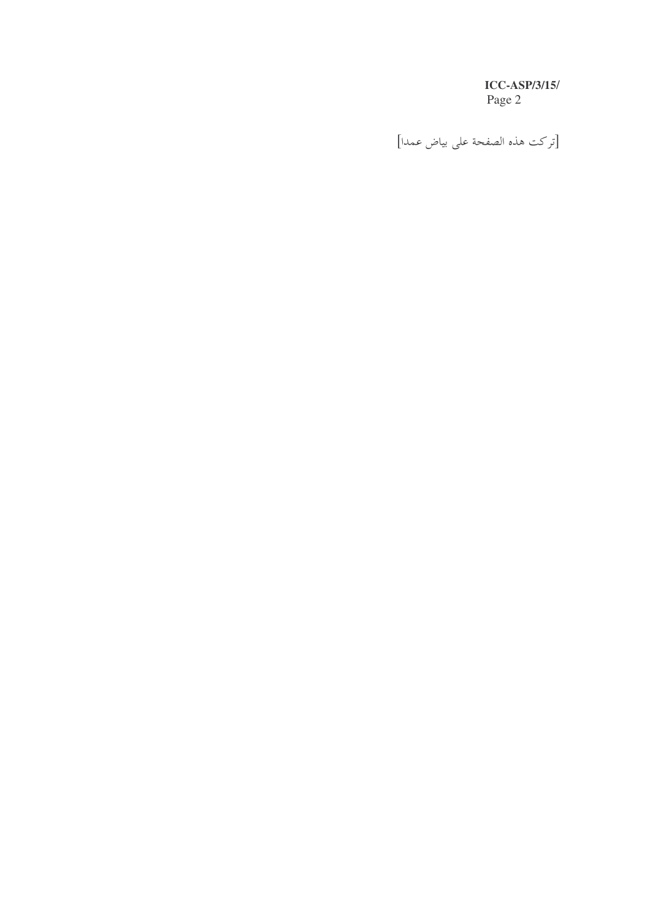[تركت هذه الصفحة على بياض عمدا]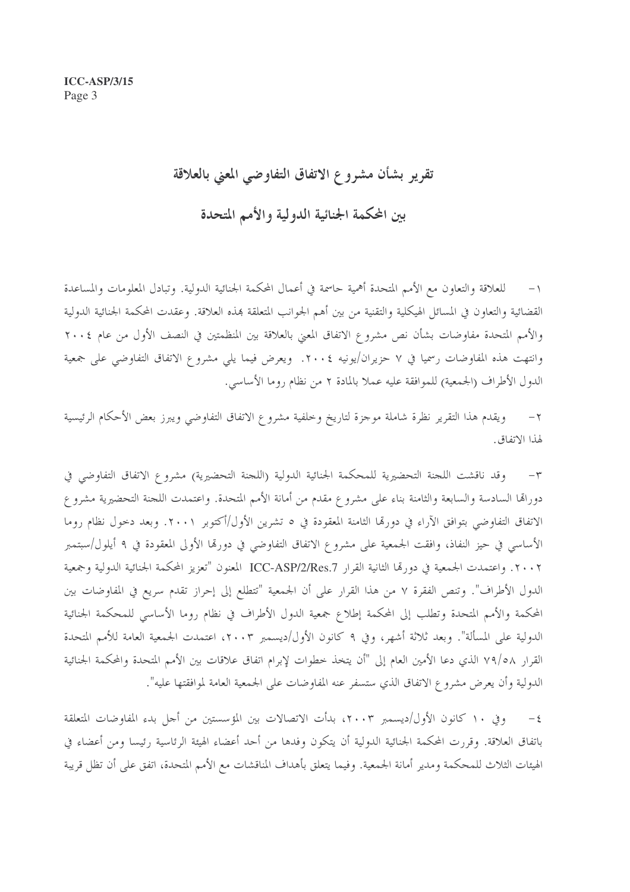# تقرير بشأن مشروع الاتفاق التفاوضي المعني بالعلاقة بين المحكمة الجنائية الدولية والأمم المتحدة

١- للعلاقة والتعاون مع الأمم المتحدة أهمية حاسمة في أعمال المحكمة الجنائية الدولية. وتبادل المعلومات والمساعدة القضائية والتعاون في المسائل الهيكلية والتقنية من بين أهم الجوانب المتعلقة بهذه العلاقة. وعقدت المحكمة الجنائية الدولية والأمم المتحدة مفاوضات بشأن نص مشروع الاتفاق المعني بالعلاقة بين المنظمتين في النصف الأول من عام ٢٠٠٤ وانتهت هذه المفاوضات رسميا في ٧ حزيران/يونيه ٢٠٠٤. ويعرض فيما يلي مشروع الاتفاق التفاوضي على جمعية الدول الأطراف (الجمعية) للموافقة عليه عملا بالمادة ٢ من نظام روما الأساسي.

٢- ويقدم هذا التقرير نظرة شاملة موجزة لتاريخ وخلفية مشروع الاتفاق التفاوضي ويبرز بعض الأحكام الرئيسية لهذا الاتفاق.

٣- وقد ناقشت اللجنة التحضيرية للمحكمة الجنائية الدولية (اللجنة التحضيرية) مشروع الاتفاق التفاوضي في دوراتها السادسة والسابعة والثامنة بناء على مشروع مقدم من أمانة الأمم المتحدة. واعتمدت اللجنة التحضيرية مشروع الاتفاق التفاوضي بتوافق الآراء في دورتها الثامنة المعقودة في ٥ تشرين الأول/أكتوبر ٢٠٠١. وبعد دخول نظام روما الأساسي في حيز النفاذ، وافقت الجمعية على مشروع الاتفاق التفاوضي في دورتها الأولى المعقودة في ٩ أيلول/سبتمبر ٢٠٠٢. واعتمدت الجمعية في دورتها الثانية القرار ICC-ASP/2/Res.7 المعنون "تعزيز المحكمة الجنائية الدولية وجمعية الدول الأطراف". وتنص الفقرة ٧ من هذا القرار على أن الجمعية "تتطلع إلى إحراز تقدم سريع في المفاوضات بين المحكمة والأمم المتحدة وتطلب إلى المحكمة إطلاع جمعية الدول الأطراف في نظام روما الأساسي للمحكمة الجنائية الدولية على المسألة". وبعد ثلاثة أشهر، وفي ٩ كانون الأول/ديسمبر ٢٠٠٣، اعتمدت الجمعية العامة للأمم المتحدة القرار ٧٩/٥٨ الذي دعا الأمين العام إلى "أن يتخذ خطوات لإبرام اتفاق علاقات بين الأمم المتحدة والمحكمة الجنائية الدولية وأن يعرض مشروع الاتفاق الذي ستسفر عنه المفاوضات على الجمعية العامة لموافقتها عليه".

٤- وفي ١٠ كانون الأول/ديسمبر ٢٠٠٣، بدأت الاتصالات بين المؤسستين من أجل بدء المفاوضات المتعلقة باتفاق العلاقة. وقررت المحكمة الجنائية الدولية أن يتكون وفدها من أحد أعضاء الهيئة الرئاسية رئيسا ومن أعضاء في الهيئات الثلاث للمحكمة ومدير أمانة الجمعية. وفيما يتعلق بأهداف المناقشات مع الأمم المتحدة، اتفق على أن تظل قريبة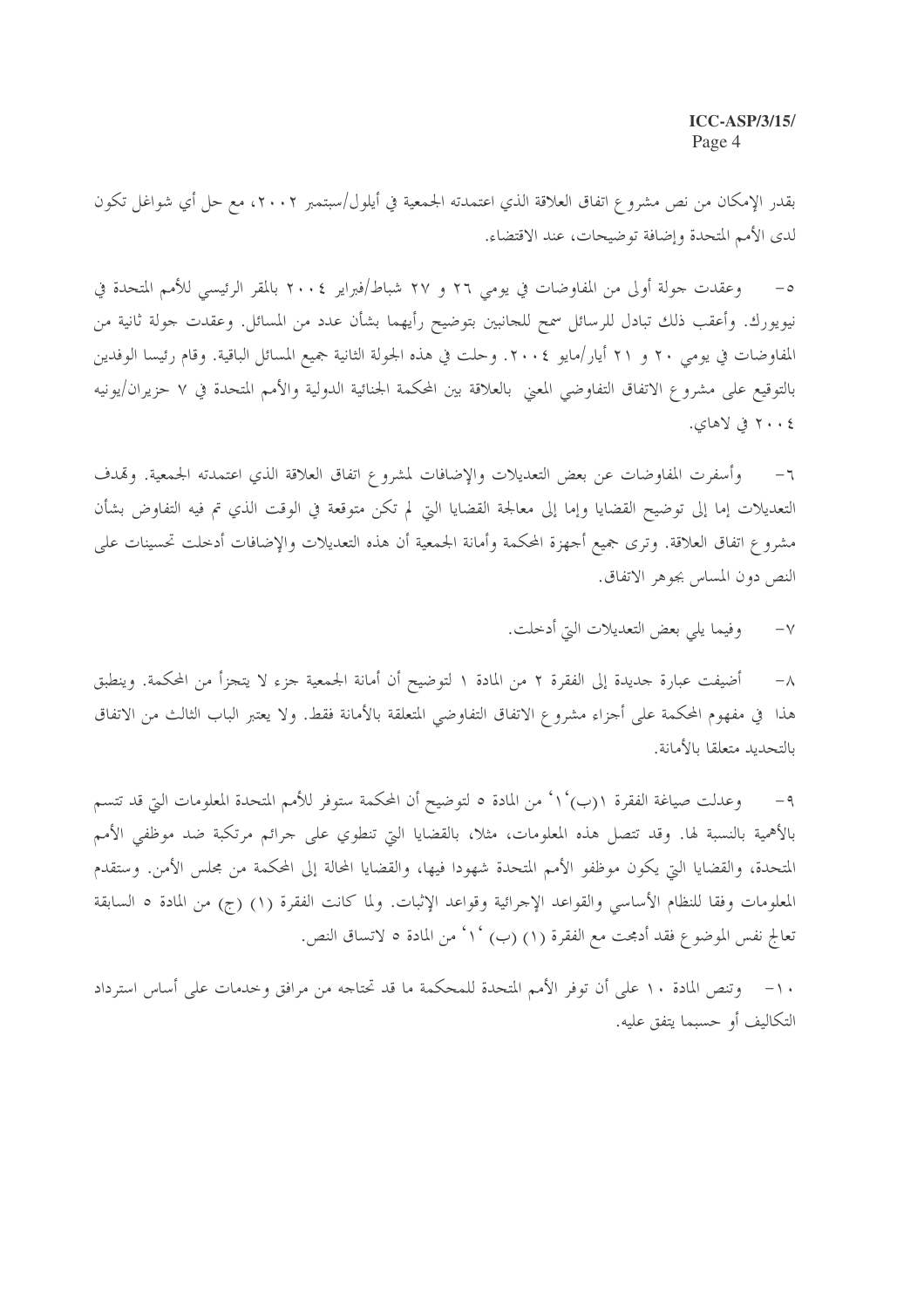بقدر الإمكان من نص مشروع اتفاق العلاقة الذي اعتمدته الجمعية في أيلول/سبتمبر ٢٠٠٢، مع حل أي شواغل تكون لدى الأمم المتحدة وإضافة توضيحات، عند الاقتضاء.

٥- وعقدت جولة أولى من المفاوضات في يومي ٢٦ و ٢٧ شباط/فبراير ٢٠٠٤ بالمقر الرئيسي للأمم المتحدة في نيويورك. وأعقب ذلك تبادل للرسائل سمح للجانبين بتوضيح رأيهما بشأن عدد من المسائل. وعقدت جولة ثانية من المفاوضات في يومي ٢٠ و ٢١ أيار/مايو ٢٠٠٤. وحلت في هذه الجولة الثانية جميع المسائل الباقية. وقام رئيسا الوفدين بالتوقيع على مشروع الاتفاق التفاوضي المعني بالعلاقة بين المحكمة الجنائية الدولية والأمم المتحدة في ٧ حزيران/يونيه ٢٠٠٤ في لاهاي.

٦- وأسفرت المفاوضات عن بعض التعديلات والإضافات لمشروع اتفاق العلاقة الذي اعتمدته الجمعية. وتهدف التعديلات إما إلى توضيح القضايا وإما إلى معالجة القضايا التي لم تكن متوقعة في الوقت الذي تم فيه التفاوض بشأن مشروع اتفاق العلاقة. وترى جميع أجهزة المحكمة وأمانة الجمعية أن هذه التعديلات والإضافات أدخلت تحسينات على النص دون المساس بجوهر الاتفاق.

٧- وفيما يلي بعض التعديلات التي أدخلت.

٨- أضيفت عبارة جديدة إلى الفقرة ٢ من المادة ١ لتوضيح أن أمانة الجمعية جزء لا يتجزأ من المحكمة. وينطبق هذا في مفهوم المحكمة على أجزاء مشروع الاتفاق التفاوضي المتعلقة بالأمانة فقط. ولا يعتبر الباب الثالث من الاتفاق بالتحديد متعلقا بالأمانة.

٩- وعدلت صياغة الفقرة ١(ب)'١' من المادة ٥ لتوضيح أن المحكمة ستوفر للأمم المتحدة المعلومات التي قد تتسم بالأهمية بالنسبة لها. وقد تتصل هذه المعلومات، مثلا، بالقضايا التي تنطوي على جرائم مرتكبة ضد موظفي الأمم المتحدة، والقضايا التي يكون موظفو الأمم المتحدة شهودا فيها، والقضايا المحالة إلى المحكمة من مجلس الأمن. وستقدم المعلومات وفقا للنظام الأساسي والقواعد الإجرائية وقواعد الإثبات. ولما كانت الفقرة (١) (ج) من المادة ٥ السابقة تعالج نفس الموضوع فقد أدمجت مع الفقرة (١) (ب) '١' من المادة ٥ لاتساق النص.

١٠- وتنص المادة ١٠ على أن توفر الأمم المتحدة للمحكمة ما قد تحتاجه من مرافق وخدمات على أساس استرداد التكاليف أو حسبما يتفق عليه.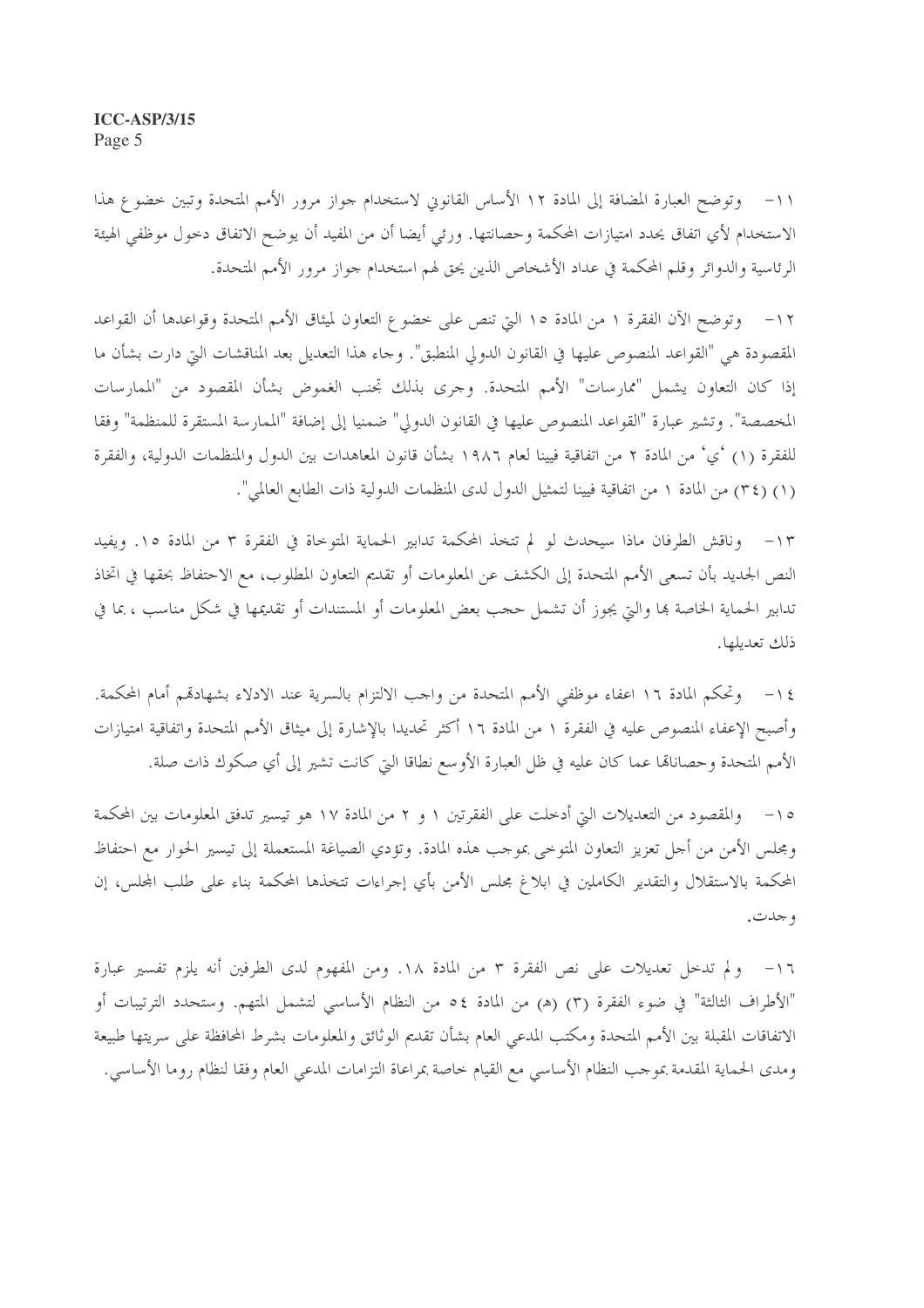١١- وتوضح العبارة المضافة إلى المادة ١٢ الأساس القانوني لاستخدام جواز مرور الأمم المتحدة وتبين خضوع هذا الاستخدام لأي اتفاق يحدد امتيازات المحكمة وحصانتها. ورئي أيضا أن من المفيد أن يوضح الاتفاق دخول موظفي الهيئة الرئاسية والدوائر وقلم المحكمة في عداد الأشخاص الذين يحق لهم استخدام جواز مرور الأمم المتحدة.

١٢- وتوضح الآن الفقرة ١ من المادة ١٥ التي تنص على خضوع التعاون لميثاق الأمم المتحدة وقواعدها أن القواعد المقصودة هي "القواعد المنصوص عليها في القانون الدولي المنطبق". وجاء هذا التعديل بعد المناقشات التي دارت بشأن ما إذا كان التعاون يشمل "ممارسات" الأمم المتحدة. وجرى بذلك تجنب الغموض بشأن المقصود من "الممارسات المخصصة". وتشير عبارة "القواعد المنصوص عليها في القانون الدولي" ضمنيا إلى إضافة "الممارسة المستقرة للمنظمة" وفقا للفقرة (١) 'ي' من المادة ٢ من اتفاقية فيينا لعام ١٩٨٦ بشأن قانون المعاهدات بين الدول والمنظمات الدولية، والفقرة (١) (٣٤) من المادة ١ من اتفاقية فيينا لتمثيل الدول لدى المنظمات الدولية ذات الطابع العالمي".

١٣- وناقش الطرفان ماذا سيحدث لو لم تتخذ المحكمة تدابير الحماية المتوخاة في الفقرة ٣ من المادة ١٥. ويفيد النص الجديد بأن تسعى الأمم المتحدة إلى الكشف عن المعلومات أو تقديم التعاون المطلوب، مع الاحتفاظ بحقها في اتخاذ تدابير الحماية الخاصة بها والتي يجوز أن تشمل حجب بعض المعلومات أو المستندات أو تقديمها في شكل مناسب، بما في ذلك تعديلها.

١٤- وتحكم المادة ١٦ اعفاء موظفي الأمم المتحدة من واجب الالتزام بالسرية عند الادلاء بشهادتهم أمام المحكمة. وأصبح الإعفاء المنصوص عليه في الفقرة ١ من المادة ١٦ أكثر تحديدا بالإشارة إلى ميثاق الأمم المتحدة واتفاقية امتيازات الأمم المتحدة وحصاناتها عما كان عليه في ظل العبارة الأوسع نطاقا التي كانت تشير إلى أي صكوك ذات صلة.

١٥- والمقصود من التعديلات التي أدخلت على الفقرتين ١ و ٢ من المادة ١٧ هو تيسير تدفق المعلومات بين المحكمة ومجلس الأمن من أجل تعزيز التعاون المتوخى بموجب هذه المادة. وتؤدي الصياغة المستعملة إلى تيسير الحوار مع احتفاظ المحكمة بالاستقلال والتقدير الكاملين في ابلاغ مجلس الأمن بأي إجراءات تتخذها المحكمة بناء على طلب المجلس، إن وجدت.

١٦- ولم تدخل تعديلات على نص الفقرة ٣ من المادة ١٨. ومن المفهوم لدى الطرفين أنه يلزم تفسير عبارة "الأطراف الثالثة" في ضوء الفقرة (٣) (هـ) من المادة ٥٤ من النظام الأساسي لتشمل المتهم. وستحدد الترتيبات أو الاتفاقات المقبلة بين الأمم المتحدة ومكتب المدعي العام بشأن تقديم الوثائق والمعلومات بشرط المحافظة على سريتها طبيعة ومدى الحماية المقدمة بموجب النظام الأساسي مع القيام خاصة بمراعاة التزامات المدعي العام وفقا لنظام روما الأساسي.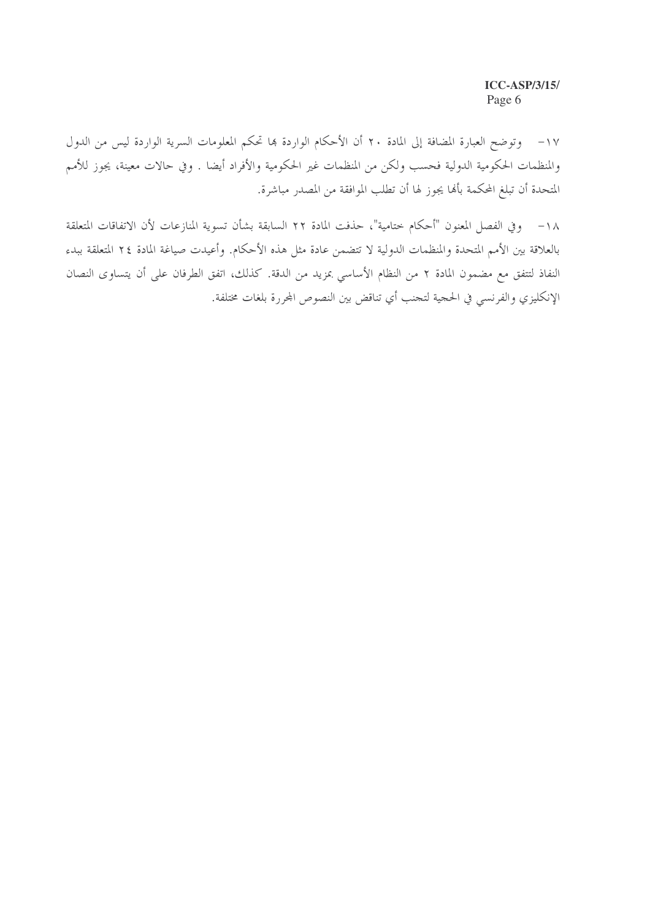١٧- وتوضح العبارة المضافة إلى المادة ٢٠ أن الأحكام الواردة بها تحكم المعلومات السرية الواردة ليس من الدول والمنظمات الحكومية الدولية فحسب ولكن من المنظمات غير الحكومية والأفراد أيضا . وفي حالات معينة، يجوز للأمم المتحدة أن تبلغ المحكمة بأنها يجوز لها أن تطلب الموافقة من المصدر مباشرة.

١٨- وفي الفصل المعنون "أحكام ختامية"، حذفت المادة ٢٢ السابقة بشأن تسوية المنازعات لأن الاتفاقات المتعلقة بالعلاقة بين الأمم المتحدة والمنظمات الدولية لا تتضمن عادة مثل هذه الأحكام. وأعيدت صياغة المادة ٢٤ المتعلقة ببدء النفاذ لتتفق مع مضمون المادة ٢ من النظام الأساسي بمزيد من الدقة. كذلك، اتفق الطرفان على أن يتساوى النصان الإنكليزي والفرنسي في الحجية لتجنب أي تناقض بين النصوص المحررة بلغات مختلفة.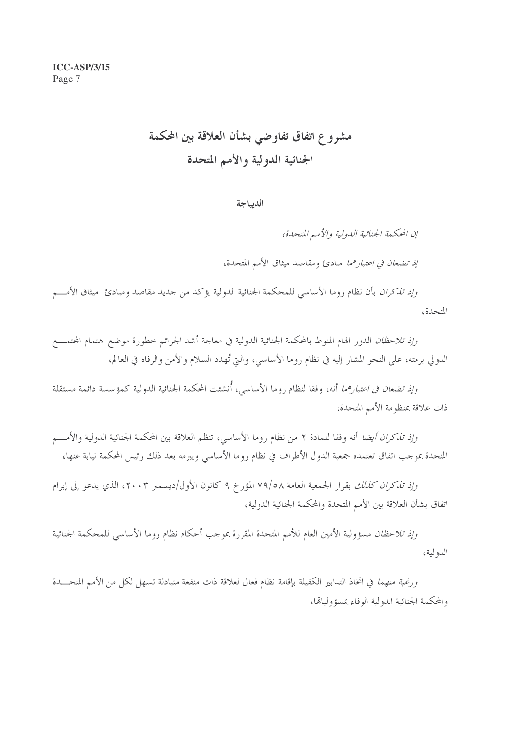# مشروع اتفاق تفاوضي بشأن العلاقة بين المحكمة الجنائية الدولية والأمم المتحدة

## الديباجة

*إن المحكمة الجنائية الدولية والأمم المتحدة،*

*إذ تضعان في اعتبارهما* مبادئ ومقاصد ميثاق الأمم المتحدة،

*وإذ تذكران* بأن نظام روما الأساسي للمحكمة الجنائية الدولية يؤكد من جديد مقاصد ومبادئ ميثاق الأمم المتحدة،

*وإذ تلاحظان* الدور الهام المنوط بالمحكمة الجنائية الدولية في معالجة أشد الجرائم خطورة موضع اهتمام المجتمع الدولي برمته، على النحو المشار إليه في نظام روما الأساسي، والتي تُهدد السلام والأمن والرفاه في العالم،

*وإذ تضعان في اعتبارهما* أنه، وفقا لنظام روما الأساسي، أُنشئت المحكمة الجنائية الدولية كمؤسسة دائمة مستقلة ذات علاقة بمنظومة الأمم المتحدة،

*وإذ تذكران أيضا* أنه وفقا للمادة ٢ من نظام روما الأساسي، تنظم العلاقة بين المحكمة الجنائية الدولية والأمم المتحدة بموجب اتفاق تعتمده جمعية الدول الأطراف في نظام روما الأساسي ويبرمه بعد ذلك رئيس المحكمة نيابة عنها،

*وإذ تذكران كذلك* بقرار الجمعية العامة ٧٩/٥٨ المؤرخ ٩ كانون الأول/ديسمبر ٢٠٠٣، الذي يدعو إلى إبرام اتفاق بشأن العلاقة بين الأمم المتحدة والمحكمة الجنائية الدولية،

*وإذ تلاحظان* مسؤولية الأمين العام للأمم المتحدة المقررة بموجب أحكام نظام روما الأساسي للمحكمة الجنائية الدولية،

*ورغبة منهما* في اتخاذ التدابير الكفيلة بإقامة نظام فعال لعلاقة ذات منفعة متبادلة تسهل لكل من الأمم المتحدة والمحكمة الجنائية الدولية الوفاء بمسؤولياتها،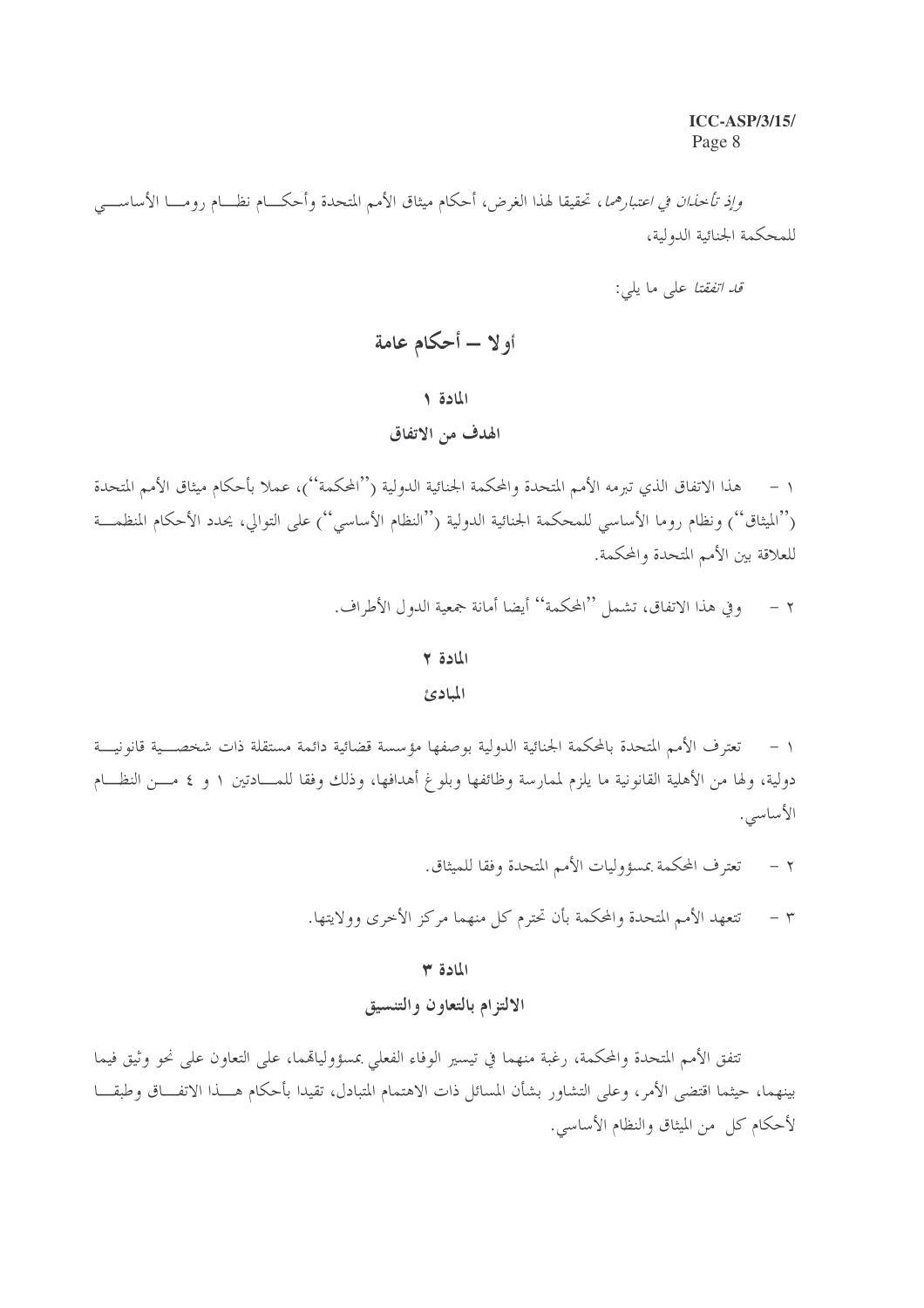*وإذ تأخذان في اعتبارهما*، تحقيقا لهذا الغرض، أحكام ميثاق الأمم المتحدة وأحكام نظام روما الأساسي للمحكمة الجنائية الدولية،

*قد اتفقتا* على ما يلي:

# أولا – أحكام عامة

## المادة ١

## الهدف من الاتفاق

١ – هذا الاتفاق الذي تبرمه الأمم المتحدة والمحكمة الجنائية الدولية (''المحكمة'')، عملا بأحكام ميثاق الأمم المتحدة (''الميثاق'') ونظام روما الأساسي للمحكمة الجنائية الدولية (''النظام الأساسي'') على التوالي، يحدد الأحكام المنظمة للعلاقة بين الأمم المتحدة والمحكمة.

٢ – وفي هذا الاتفاق، تشمل ''المحكمة'' أيضا أمانة جمعية الدول الأطراف.

## المادة ٢

## المبادئ

١ – تعترف الأمم المتحدة بالمحكمة الجنائية الدولية بوصفها مؤسسة قضائية دائمة مستقلة ذات شخصية قانونية دولية، ولها من الأهلية القانونية ما يلزم لممارسة وظائفها وبلوغ أهدافها، وذلك وفقا للمادتين ١ و ٤ من النظام الأساسي.

٢ – تعترف المحكمة بمسؤوليات الأمم المتحدة وفقا للميثاق.

٣ – تتعهد الأمم المتحدة والمحكمة بأن تحترم كل منهما مركز الأخرى وولايتها.

## المادة ٣

## الالتزام بالتعاون والتنسيق

تتفق الأمم المتحدة والمحكمة، رغبة منهما في تيسير الوفاء الفعلي بمسؤولياتهما، على التعاون على نحو وثيق فيما بينهما، حيثما اقتضى الأمر، وعلى التشاور بشأن المسائل ذات الاهتمام المتبادل، تقيدا بأحكام هذا الاتفاق وطبقا لأحكام كل من الميثاق والنظام الأساسي.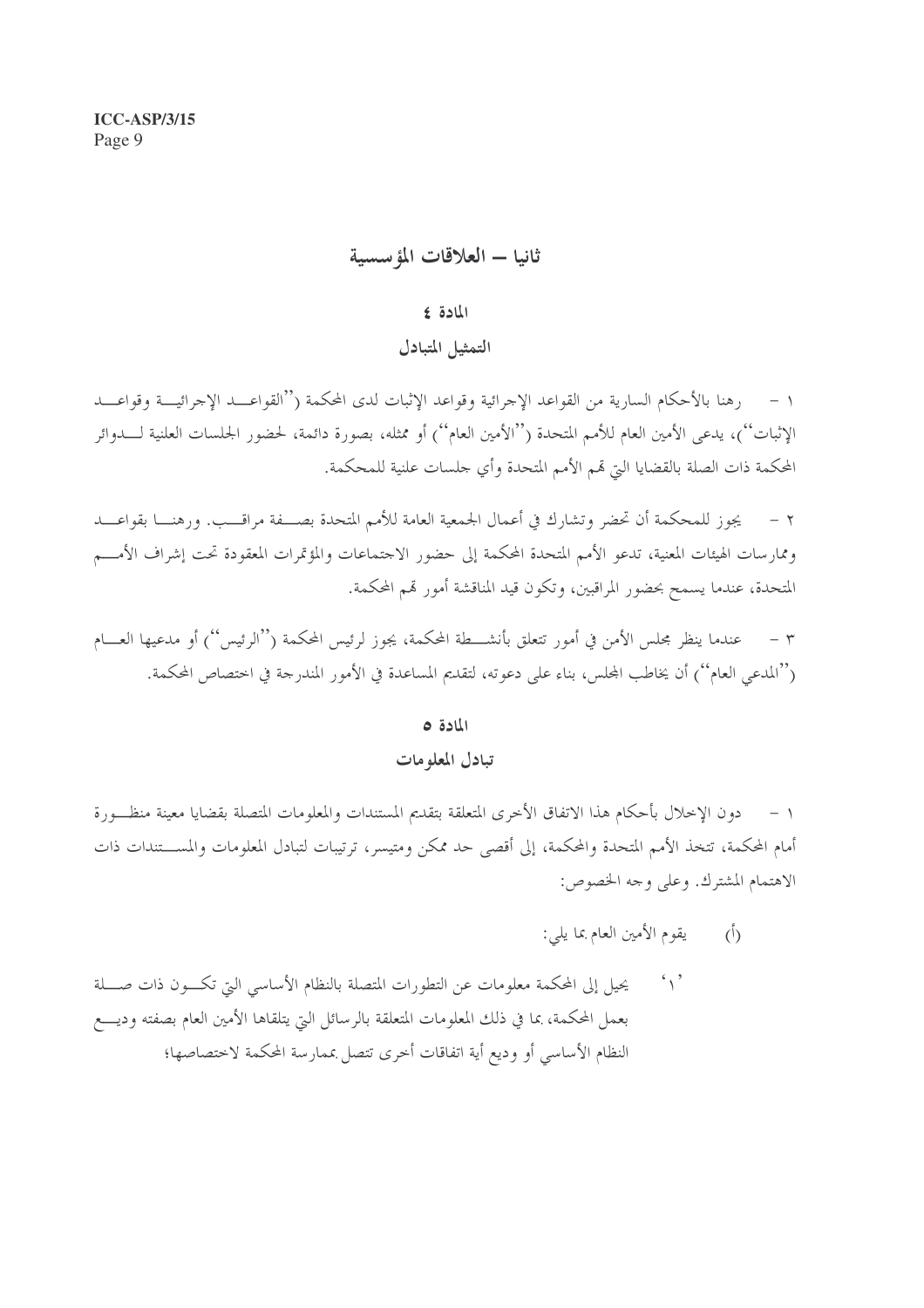## ثانيا – العلاقات المؤسسية

### المادة ٤

### التمثيل المتبادل

١ – رهنا بالأحكام السارية من القواعد الإجرائية وقواعد الإثبات لدى المحكمة (''القواعد الإجرائية وقواعد الإثبات'')، يدعى الأمين العام للأمم المتحدة (''الأمين العام'') أو ممثله، بصورة دائمة، لحضور الجلسات العلنية لدوائر المحكمة ذات الصلة بالقضايا التي تهم الأمم المتحدة وأي جلسات علنية للمحكمة.

٢ – يجوز للمحكمة أن تحضر وتشارك في أعمال الجمعية العامة للأمم المتحدة بصفة مراقب. ورهنا بقواعد وممارسات الهيئات المعنية، تدعو الأمم المتحدة المحكمة إلى حضور الاجتماعات والمؤتمرات المعقودة تحت إشراف الأمم المتحدة، عندما يسمح بحضور المراقبين، وتكون قيد المناقشة أمور تهم المحكمة.

٣ – عندما ينظر مجلس الأمن في أمور تتعلق بأنشطة المحكمة، يجوز لرئيس المحكمة (''الرئيس'') أو مدعيها العام (''المدعي العام'') أن يخاطب المجلس، بناء على دعوته، لتقديم المساعدة في الأمور المندرجة في اختصاص المحكمة.

### المادة ٥

### تبادل المعلومات

١ – دون الإخلال بأحكام هذا الاتفاق الأخرى المتعلقة بتقديم المستندات والمعلومات المتصلة بقضايا معينة منظورة أمام المحكمة، تتخذ الأمم المتحدة والمحكمة، إلى أقصى حد ممكن ومتيسر، ترتيبات لتبادل المعلومات والمستندات ذات الاهتمام المشترك. وعلى وجه الخصوص:

(أ) يقوم الأمين العام بما يلي:

'١' يحيل إلى المحكمة معلومات عن التطورات المتصلة بالنظام الأساسي التي تكون ذات صلة بعمل المحكمة، بما في ذلك المعلومات المتعلقة بالرسائل التي يتلقاها الأمين العام بصفته وديع النظام الأساسي أو وديع أية اتفاقات أخرى تتصل بممارسة المحكمة لاختصاصها؛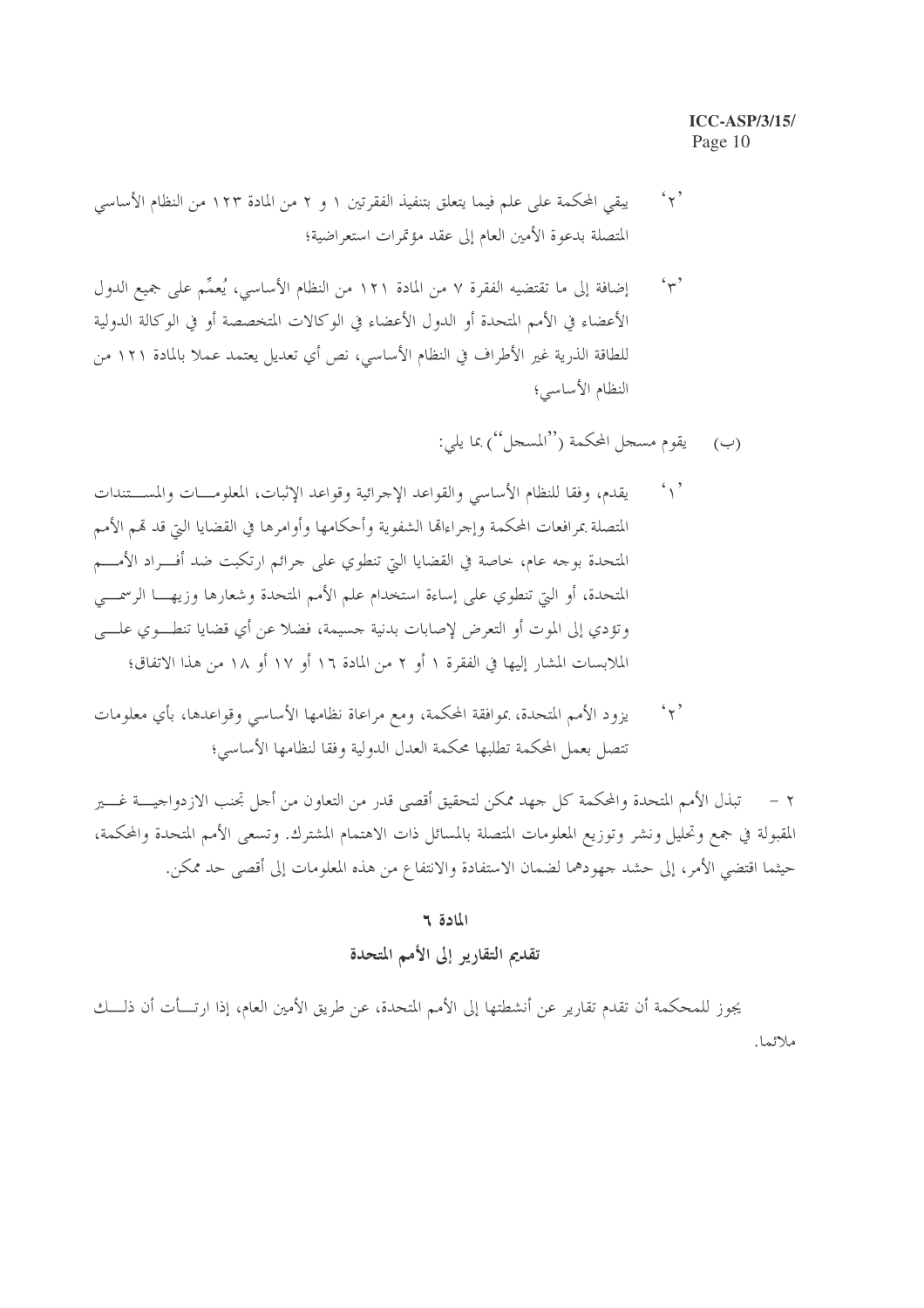'٢' يبقي المحكمة على علم فيما يتعلق بتنفيذ الفقرتين ١ و ٢ من المادة ١٢٣ من النظام الأساسي المتصلة بدعوة الأمين العام إلى عقد مؤتمرات استعراضية؛

'٣' إضافة إلى ما تقتضيه الفقرة ٧ من المادة ١٢١ من النظام الأساسي، يُعمِّم على جميع الدول الأعضاء في الأمم المتحدة أو الدول الأعضاء في الوكالات المتخصصة أو في الوكالة الدولية للطاقة الذرية غير الأطراف في النظام الأساسي، نص أي تعديل يعتمد عملا بالمادة ١٢١ من النظام الأساسي؛

(ب) يقوم مسجل المحكمة (''المسجل'') بما يلي:

'١' يقدم، وفقا للنظام الأساسي والقواعد الإجرائية وقواعد الإثبات، المعلومات والمستندات المتصلة بمرافعات المحكمة وإجراءاتها الشفوية وأحكامها وأوامرها في القضايا التي قد تهم الأمم المتحدة بوجه عام، خاصة في القضايا التي تنطوي على جرائم ارتكبت ضد أفراد الأمم المتحدة، أو التي تنطوي على إساءة استخدام علم الأمم المتحدة وشعارها وزيها الرسمي وتؤدي إلى الموت أو التعرض لإصابات بدنية جسيمة، فضلا عن أي قضايا تنطوي على الملابسات المشار إليها في الفقرة ١ أو ٢ من المادة ١٦ أو ١٧ أو ١٨ من هذا الاتفاق؛

'٢' يزود الأمم المتحدة، بموافقة المحكمة، ومع مراعاة نظامها الأساسي وقواعدها، بأي معلومات تتصل بعمل المحكمة تطلبها محكمة العدل الدولية وفقا لنظامها الأساسي؛

٢ - تبذل الأمم المتحدة والمحكمة كل جهد ممكن لتحقيق أقصى قدر من التعاون من أجل تجنب الازدواجية غير المقبولة في جمع وتحليل ونشر وتوزيع المعلومات المتصلة بالمسائل ذات الاهتمام المشترك. وتسعى الأمم المتحدة والمحكمة، حيثما اقتضى الأمر، إلى حشد جهودهما لضمان الاستفادة والانتفاع من هذه المعلومات إلى أقصى حد ممكن.

## المادة ٦

## تقديم التقارير إلى الأمم المتحدة

يجوز للمحكمة أن تقدم تقارير عن أنشطتها إلى الأمم المتحدة، عن طريق الأمين العام، إذا ارتأت أن ذلك ملائما.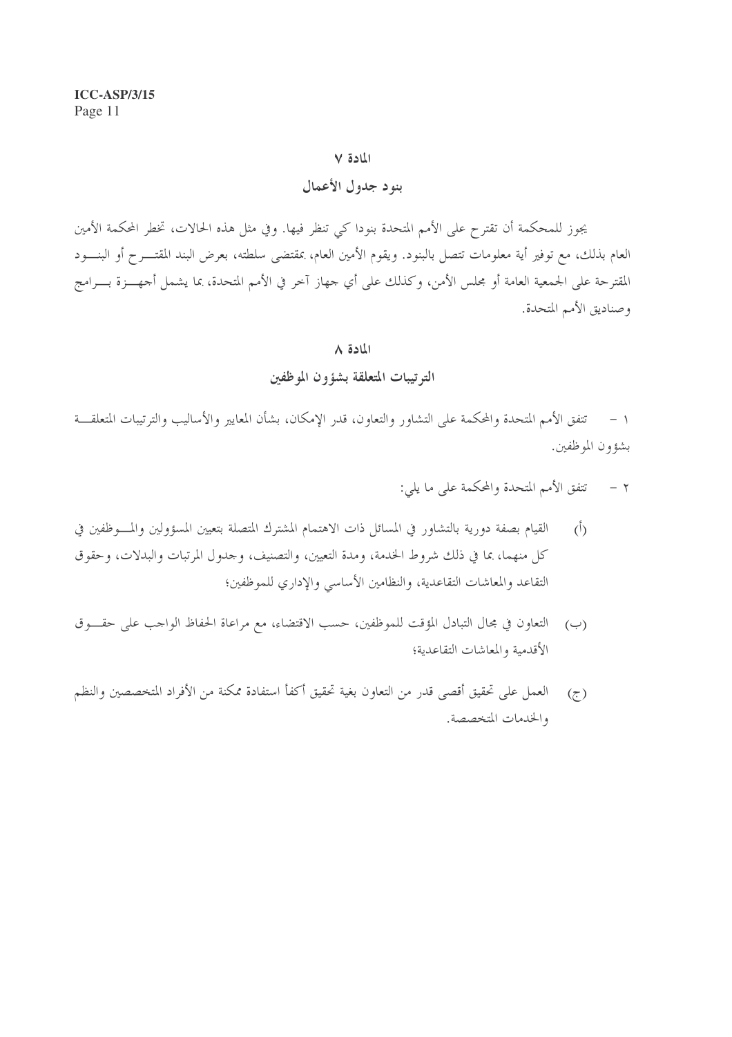## المادة ٧

## بنود جدول الأعمال

يجوز للمحكمة أن تقترح على الأمم المتحدة بنودا كي تنظر فيها. وفي مثل هذه الحالات، تخطر المحكمة الأمين العام بذلك، مع توفير أية معلومات تتصل بالبنود. ويقوم الأمين العام، بمقتضى سلطته، بعرض البند المقترح أو البنود المقترحة على الجمعية العامة أو مجلس الأمن، وكذلك على أي جهاز آخر في الأمم المتحدة، بما يشمل أجهزة برامج وصناديق الأمم المتحدة.

## المادة ٨

## الترتيبات المتعلقة بشؤون الموظفين

١ - تتفق الأمم المتحدة والمحكمة على التشاور والتعاون، قدر الإمكان، بشأن المعايير والأساليب والترتيبات المتعلقة بشؤون الموظفين.

٢ - تتفق الأمم المتحدة والمحكمة على ما يلي:

(أ) القيام بصفة دورية بالتشاور في المسائل ذات الاهتمام المشترك المتصلة بتعيين المسؤولين والموظفين في كل منهما، بما في ذلك شروط الخدمة، ومدة التعيين، والتصنيف، وجدول المرتبات والبدلات، وحقوق التقاعد والمعاشات التقاعدية، والنظامين الأساسي والإداري للموظفين؛

(ب) التعاون في مجال التبادل المؤقت للموظفين، حسب الاقتضاء، مع مراعاة الحفاظ الواجب على حقوق الأقدمية والمعاشات التقاعدية؛

(ج) العمل على تحقيق أقصى قدر من التعاون بغية تحقيق أكفأ استفادة ممكنة من الأفراد المتخصصين والنظم والخدمات المتخصصة.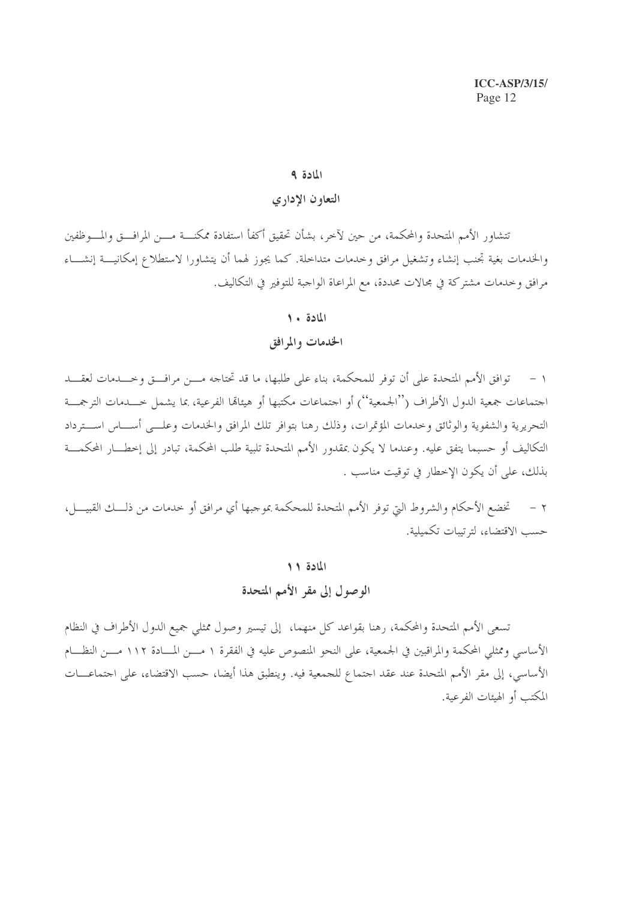## المادة ٩

## التعاون الإداري

تتشاور الأمم المتحدة والمحكمة، من حين لآخر، بشأن تحقيق أكفأ استفادة ممكنة من المرافق والموظفين والخدمات بغية تجنب إنشاء وتشغيل مرافق وخدمات متداخلة. كما يجوز لهما أن يتشاورا لاستطلاع إمكانية إنشاء مرافق وخدمات مشتركة في مجالات محددة، مع المراعاة الواجبة للتوفير في التكاليف.

## المادة ١٠

## الخدمات والمرافق

١ - توافق الأمم المتحدة على أن توفر للمحكمة، بناء على طلبها، ما قد تحتاجه من مرافق وخدمات لعقد اجتماعات جمعية الدول الأطراف (''الجمعية'') أو اجتماعات مكتبها أو هيئاتها الفرعية، بما يشمل خدمات الترجمة التحريرية والشفوية والوثائق وخدمات المؤتمرات، وذلك رهنا بتوافر تلك المرافق والخدمات وعلى أساس استرداد التكاليف أو حسبما يتفق عليه. وعندما لا يكون بمقدور الأمم المتحدة تلبية طلب المحكمة، تبادر إلى إخطار المحكمة بذلك، على أن يكون الإخطار في توقيت مناسب .

٢ - تخضع الأحكام والشروط التي توفر الأمم المتحدة للمحكمة بموجبها أي مرافق أو خدمات من ذلك القبيل، حسب الاقتضاء، لترتيبات تكميلية.

## المادة ١١

## الوصول إلى مقر الأمم المتحدة

تسعى الأمم المتحدة والمحكمة، رهنا بقواعد كل منهما، إلى تيسير وصول ممثلي جميع الدول الأطراف في النظام الأساسي وممثلي المحكمة والمراقبين في الجمعية، على النحو المنصوص عليه في الفقرة ١ من المادة ١١٢ من النظام الأساسي، إلى مقر الأمم المتحدة عند عقد اجتماع للجمعية فيه. وينطبق هذا أيضا، حسب الاقتضاء، على اجتماعات المكتب أو الهيئات الفرعية.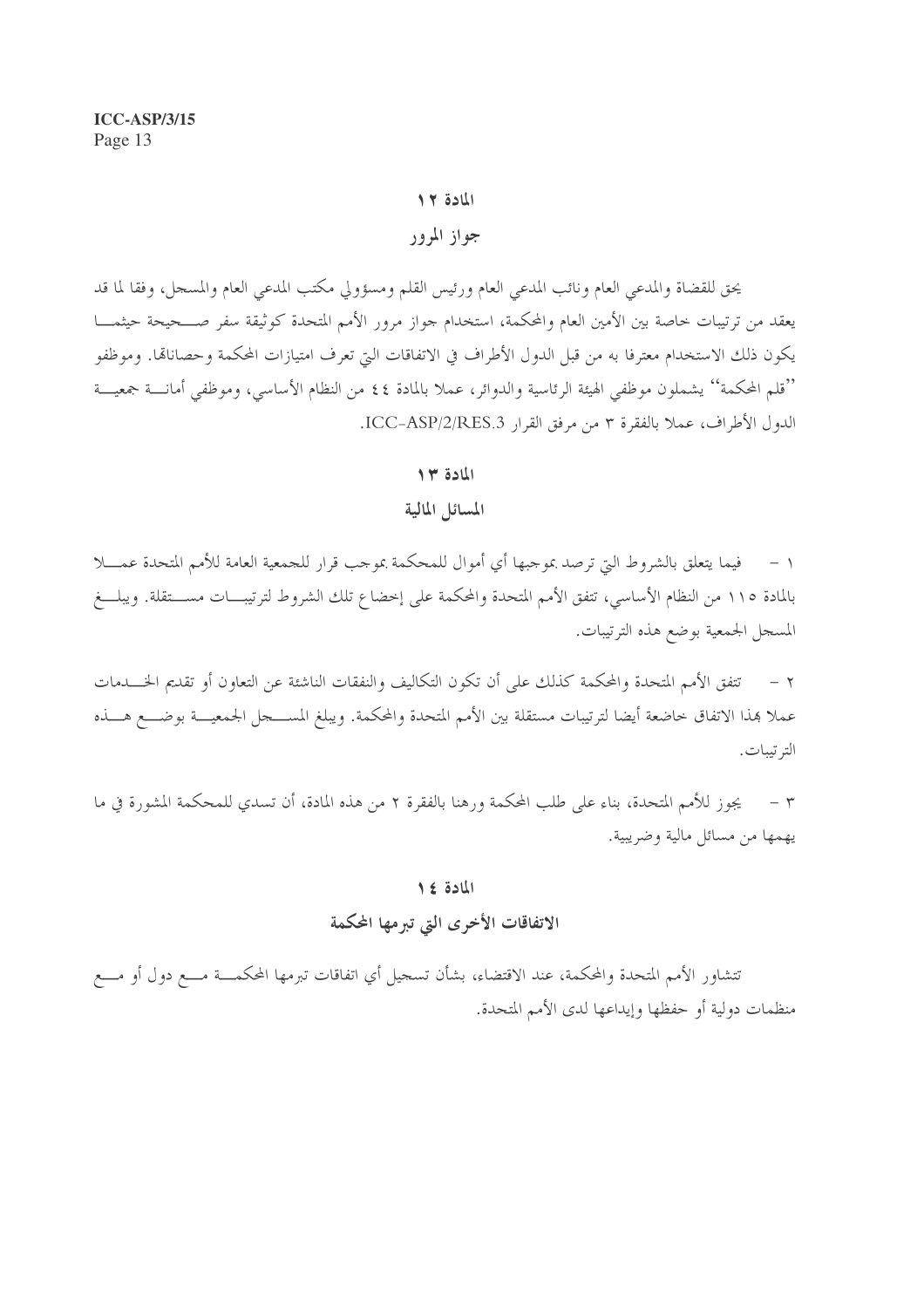## المادة ١٢

## جواز المرور

يحق للقضاة والمدعي العام ونائب المدعي العام ورئيس القلم ومسؤولي مكتب المدعي العام والمسجل، وفقا لما قد يعقد من ترتيبات خاصة بين الأمين العام والمحكمة، استخدام جواز مرور الأمم المتحدة كوثيقة سفر صحيحة حيثما يكون ذلك الاستخدام معترفا به من قبل الدول الأطراف في الاتفاقات التي تعرف امتيازات المحكمة وحصاناتها. وموظفو "قلم المحكمة" يشملون موظفي الهيئة الرئاسية والدوائر، عملا بالمادة ٤٤ من النظام الأساسي، وموظفي أمانة جمعية الدول الأطراف، عملا بالفقرة ٣ من مرفق القرار ICC-ASP/2/RES.3.

## المادة ١٣

## المسائل المالية

١ - فيما يتعلق بالشروط التي ترصد بموجبها أي أموال للمحكمة بموجب قرار للجمعية العامة للأمم المتحدة عملا بالمادة ١١٥ من النظام الأساسي، تتفق الأمم المتحدة والمحكمة على إخضاع تلك الشروط لترتيبات مستقلة. ويبلغ المسجل الجمعية بوضع هذه الترتيبات.

٢ - تتفق الأمم المتحدة والمحكمة كذلك على أن تكون التكاليف والنفقات الناشئة عن التعاون أو تقديم الخدمات عملا بهذا الاتفاق خاضعة أيضا لترتيبات مستقلة بين الأمم المتحدة والمحكمة. ويبلغ المسجل الجمعية بوضع هذه الترتيبات.

٣ - يجوز للأمم المتحدة، بناء على طلب المحكمة ورهنا بالفقرة ٢ من هذه المادة، أن تسدي للمحكمة المشورة في ما يهمها من مسائل مالية وضريبية.

## المادة ١٤

## الاتفاقات الأخرى التي تبرمها المحكمة

تتشاور الأمم المتحدة والمحكمة، عند الاقتضاء، بشأن تسجيل أي اتفاقات تبرمها المحكمة مع دول أو مع منظمات دولية أو حفظها وإيداعها لدى الأمم المتحدة.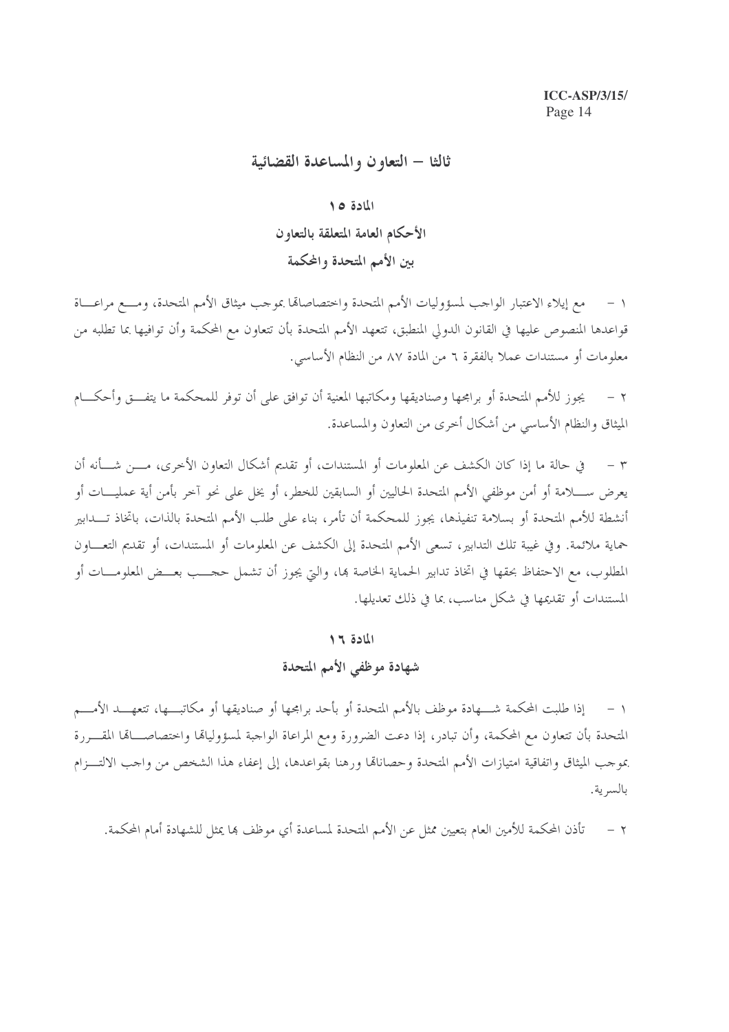## ثالثا – التعاون والمساعدة القضائية

### المادة ١٥

### الأحكام العامة المتعلقة بالتعاون بين الأمم المتحدة والمحكمة

١ – مع إيلاء الاعتبار الواجب لمسؤوليات الأمم المتحدة واختصاصاتها بموجب ميثاق الأمم المتحدة، ومع مراعاة قواعدها المنصوص عليها في القانون الدولي المنطبق، تتعهد الأمم المتحدة بأن تتعاون مع المحكمة وأن توافيها بما تطلبه من معلومات أو مستندات عملا بالفقرة ٦ من المادة ٨٧ من النظام الأساسي.

٢ – يجوز للأمم المتحدة أو برامجها وصناديقها ومكاتبها المعنية أن توافق على أن توفر للمحكمة ما يتفق وأحكام الميثاق والنظام الأساسي من أشكال أخرى من التعاون والمساعدة.

٣ – في حالة ما إذا كان الكشف عن المعلومات أو المستندات، أو تقديم أشكال التعاون الأخرى، من شأنه أن يعرض سلامة أو أمن موظفي الأمم المتحدة الحاليين أو السابقين للخطر، أو يخل على نحو آخر بأمن أية عمليات أو أنشطة للأمم المتحدة أو بسلامة تنفيذها، يجوز للمحكمة أن تأمر، بناء على طلب الأمم المتحدة بالذات، باتخاذ تدابير حماية ملائمة. وفي غيبة تلك التدابير، تسعى الأمم المتحدة إلى الكشف عن المعلومات أو المستندات، أو تقديم التعاون المطلوب، مع الاحتفاظ بحقها في اتخاذ تدابير الحماية الخاصة بها، والتي يجوز أن تشمل حجب بعض المعلومات أو المستندات أو تقديمها في شكل مناسب، بما في ذلك تعديلها.

### المادة ١٦

### شهادة موظفي الأمم المتحدة

١ – إذا طلبت المحكمة شهادة موظف بالأمم المتحدة أو بأحد برامجها أو صناديقها أو مكاتبها، تتعهد الأمم المتحدة بأن تتعاون مع المحكمة، وأن تبادر، إذا دعت الضرورة ومع المراعاة الواجبة لمسؤولياتها واختصاصاتها المقررة بموجب الميثاق واتفاقية امتيازات الأمم المتحدة وحصاناتها ورهنا بقواعدها، إلى إعفاء هذا الشخص من واجب الالتزام بالسرية.

٢ – تأذن المحكمة للأمين العام بتعيين ممثل عن الأمم المتحدة لمساعدة أي موظف بها يمثل للشهادة أمام المحكمة.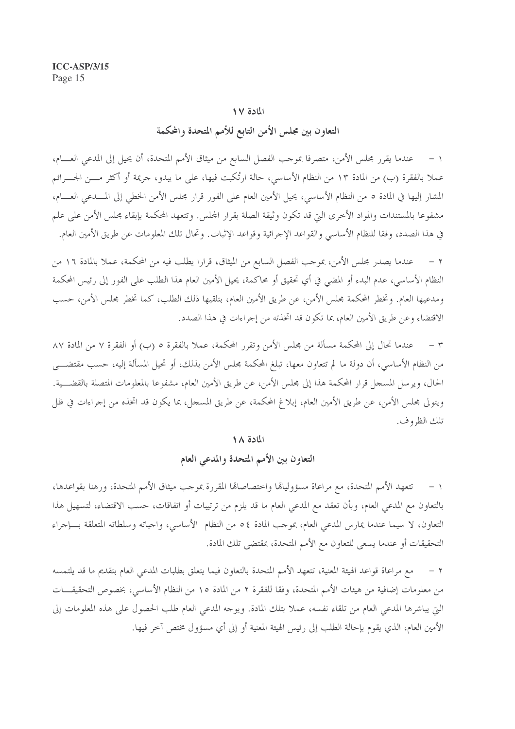## المادة ١٧

## التعاون بين مجلس الأمن التابع للأمم المتحدة والمحكمة

١ - عندما يقرر مجلس الأمن، متصرفا بموجب الفصل السابع من ميثاق الأمم المتحدة، أن يحيل إلى المدعي العام، عملا بالفقرة (ب) من المادة ١٣ من النظام الأساسي، حالة ارتُكبت فيها، على ما يبدو، جريمة أو أكثر من الجرائم المشار إليها في المادة ٥ من النظام الأساسي، يحيل الأمين العام على الفور قرار مجلس الأمن الخطي إلى المدعي العام، مشفوعا بالمستندات والمواد الأخرى التي قد تكون وثيقة الصلة بقرار المجلس. وتتعهد المحكمة بإبقاء مجلس الأمن على علم في هذا الصدد، وفقا للنظام الأساسي والقواعد الإجرائية وقواعد الإثبات. وتحال تلك المعلومات عن طريق الأمين العام.

٢ - عندما يصدر مجلس الأمن، بموجب الفصل السابع من الميثاق، قرارا يطلب فيه من المحكمة، عملا بالمادة ١٦ من النظام الأساسي، عدم البدء أو المضي في أي تحقيق أو محاكمة، يحيل الأمين العام هذا الطلب على الفور إلى رئيس المحكمة ومدعيها العام. وتخطر المحكمة مجلس الأمن، عن طريق الأمين العام، بتلقيها ذلك الطلب، كما تخطر مجلس الأمن، حسب الاقتضاء وعن طريق الأمين العام، بما تكون قد اتخذته من إجراءات في هذا الصدد.

٣ - عندما تحال إلى المحكمة مسألة من مجلس الأمن وتقرر المحكمة، عملا بالفقرة ٥ (ب) أو الفقرة ٧ من المادة ٨٧ من النظام الأساسي، أن دولة ما لم تتعاون معها، تبلغ المحكمة مجلس الأمن بذلك، أو تحيل المسألة إليه، حسب مقتضى الحال، ويرسل المسجل قرار المحكمة هذا إلى مجلس الأمن، عن طريق الأمين العام، مشفوعا بالمعلومات المتصلة بالقضية. ويتولى مجلس الأمن، عن طريق الأمين العام، إبلاغ المحكمة، عن طريق المسجل، بما يكون قد اتخذه من إجراءات في ظل تلك الظروف.

## المادة ١٨

## التعاون بين الأمم المتحدة والمدعي العام

١ - تتعهد الأمم المتحدة، مع مراعاة مسؤولياتها واختصاصاتها المقررة بموجب ميثاق الأمم المتحدة، ورهنا بقواعدها، بالتعاون مع المدعي العام، وبأن تعقد مع المدعي العام ما قد يلزم من ترتيبات أو اتفاقات، حسب الاقتضاء، لتسهيل هذا التعاون، لا سيما عندما يمارس المدعي العام، بموجب المادة ٥٤ من النظام الأساسي، واجباته وسلطاته المتعلقة بإجراء التحقيقات أو عندما يسعى للتعاون مع الأمم المتحدة، بمقتضى تلك المادة.

٢ - مع مراعاة قواعد الهيئة المعنية، تتعهد الأمم المتحدة بالتعاون فيما يتعلق بطلبات المدعي العام بتقديم ما قد يلتمسه من معلومات إضافية من هيئات الأمم المتحدة، وفقا للفقرة ٢ من المادة ١٥ من النظام الأساسي، بخصوص التحقيقات التي يباشرها المدعي العام من تلقاء نفسه، عملا بتلك المادة. ويوجه المدعي العام طلب الحصول على هذه المعلومات إلى الأمين العام، الذي يقوم بإحالة الطلب إلى رئيس الهيئة المعنية أو إلى أي مسؤول مختص آخر فيها.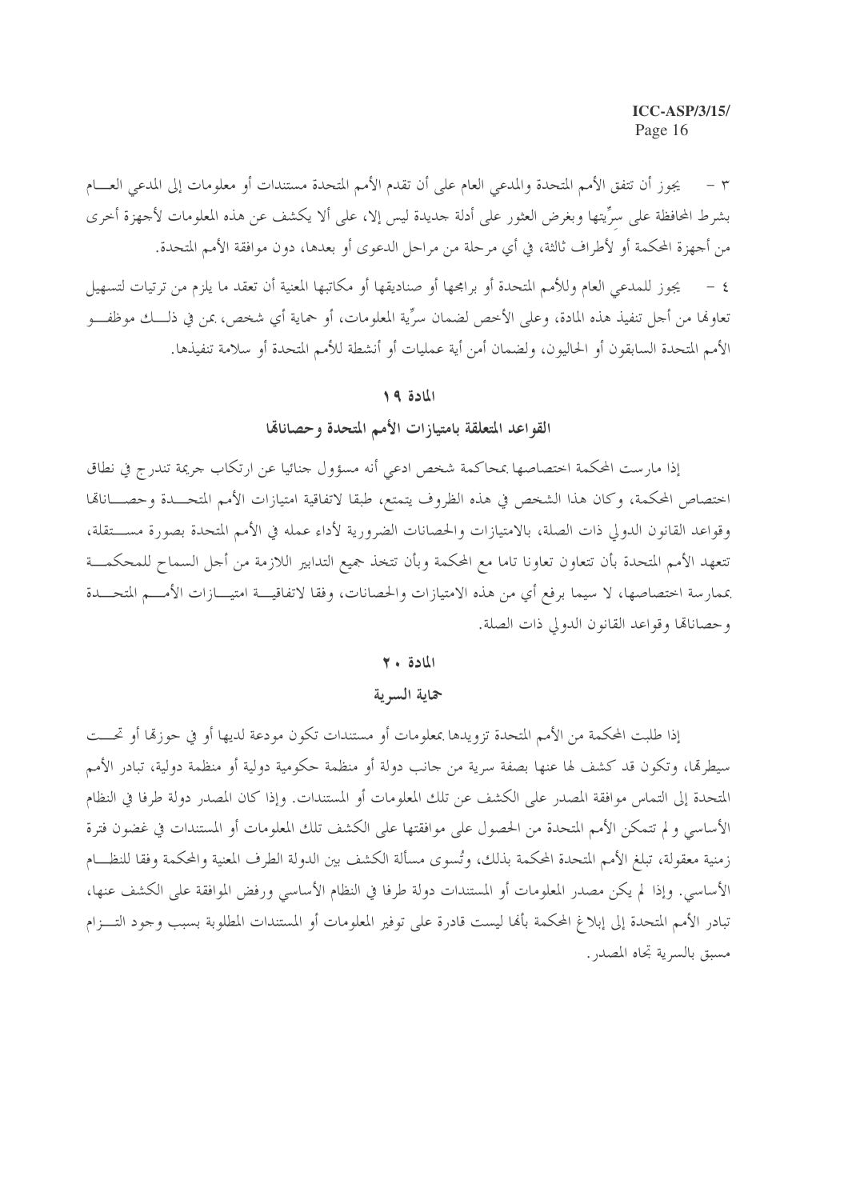٣ - يجوز أن تتفق الأمم المتحدة والمدعي العام على أن تقدم الأمم المتحدة مستندات أو معلومات إلى المدعي العام بشرط المحافظة على سرِّيتها وبغرض العثور على أدلة جديدة ليس إلا، على ألا يكشف عن هذه المعلومات لأجهزة أخرى من أجهزة المحكمة أو لأطراف ثالثة، في أي مرحلة من مراحل الدعوى أو بعدها، دون موافقة الأمم المتحدة.

٤ - يجوز للمدعي العام وللأمم المتحدة أو برامجها أو صناديقها أو مكاتبها المعنية أن تعقد ما يلزم من ترتيبات لتسهيل تعاونها من أجل تنفيذ هذه المادة، وعلى الأخص لضمان سرِّية المعلومات، أو حماية أي شخص، بمن في ذلك موظفو الأمم المتحدة السابقون أو الحاليون، ولضمان أمن أية عمليات أو أنشطة للأمم المتحدة أو سلامة تنفيذها.

## المادة ١٩

## القواعد المتعلقة بامتيازات الأمم المتحدة وحصاناتها

إذا مارست المحكمة اختصاصها بمحاكمة شخص ادعي أنه مسؤول جنائيا عن ارتكاب جريمة تندرج في نطاق اختصاص المحكمة، وكان هذا الشخص في هذه الظروف يتمتع، طبقا لاتفاقية امتيازات الأمم المتحدة وحصاناتها وقواعد القانون الدولي ذات الصلة، بالامتيازات والحصانات الضرورية لأداء عمله في الأمم المتحدة بصورة مستقلة، تتعهد الأمم المتحدة بأن تتعاون تعاونا تاما مع المحكمة وبأن تتخذ جميع التدابير اللازمة من أجل السماح للمحكمة بممارسة اختصاصها، لا سيما برفع أي من هذه الامتيازات والحصانات، وفقا لاتفاقية امتيازات الأمم المتحدة وحصاناتها وقواعد القانون الدولي ذات الصلة.

## المادة ٢٠

## حماية السرية

إذا طلبت المحكمة من الأمم المتحدة تزويدها بمعلومات أو مستندات تكون مودعة لديها أو في حوزتها أو تحت سيطرتها، وتكون قد كشف لها عنها بصفة سرية من جانب دولة أو منظمة حكومية دولية أو منظمة دولية، تبادر الأمم المتحدة إلى التماس موافقة المصدر على الكشف عن تلك المعلومات أو المستندات. وإذا كان المصدر دولة طرفا في النظام الأساسي ولم تتمكن الأمم المتحدة من الحصول على موافقتها على الكشف تلك المعلومات أو المستندات في غضون فترة زمنية معقولة، تبلغ الأمم المتحدة المحكمة بذلك، وتُسوى مسألة الكشف بين الدولة الطرف المعنية والمحكمة وفقا للنظام الأساسي. وإذا لم يكن مصدر المعلومات أو المستندات دولة طرفا في النظام الأساسي ورفض الموافقة على الكشف عنها، تبادر الأمم المتحدة إلى إبلاغ المحكمة بأنها ليست قادرة على توفير المعلومات أو المستندات المطلوبة بسبب وجود التزام مسبق بالسرية تجاه المصدر.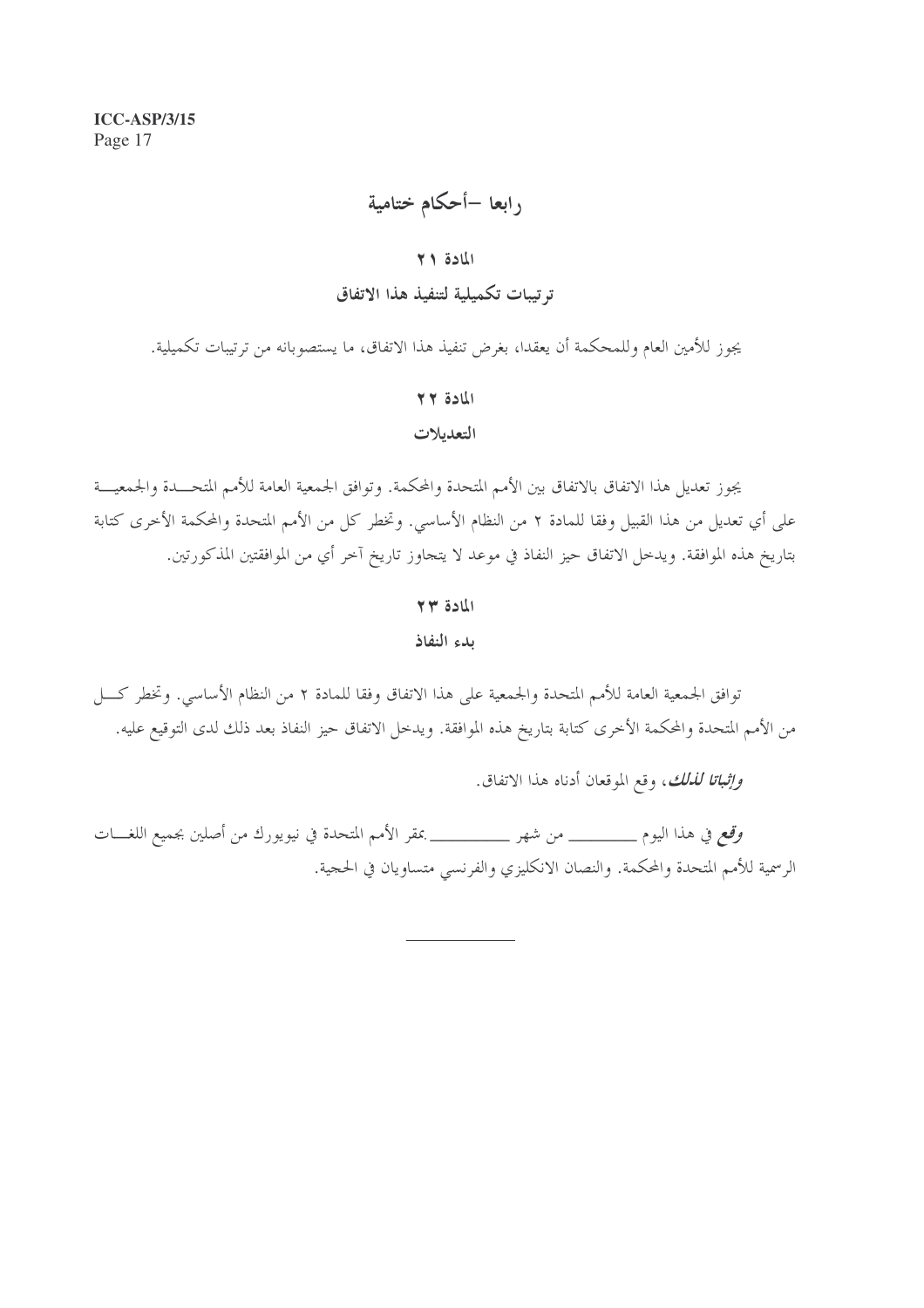## رابعا –أحكام ختامية

### المادة ٢١

### ترتيبات تكميلية لتنفيذ هذا الاتفاق

يجوز للأمين العام وللمحكمة أن يعقدا، بغرض تنفيذ هذا الاتفاق، ما يستصوبانه من ترتيبات تكميلية.

### المادة ٢٢

### التعديلات

يجوز تعديل هذا الاتفاق بالاتفاق بين الأمم المتحدة والمحكمة. وتوافق الجمعية العامة للأمم المتحدة والجمعية على أي تعديل من هذا القبيل وفقا للمادة ٢ من النظام الأساسي. وتخطر كل من الأمم المتحدة والمحكمة الأخرى كتابة بتاريخ هذه الموافقة. ويدخل الاتفاق حيز النفاذ في موعد لا يتجاوز تاريخ آخر أي من الموافقتين المذكورتين.

### المادة ٢٣

### بدء النفاذ

توافق الجمعية العامة للأمم المتحدة والجمعية على هذا الاتفاق وفقا للمادة ٢ من النظام الأساسي. وتخطر كل من الأمم المتحدة والمحكمة الأخرى كتابة بتاريخ هذه الموافقة. ويدخل الاتفاق حيز النفاذ بعد ذلك لدى التوقيع عليه.

***وإثباتا لذلك***، وقع الموقعان أدناه هذا الاتفاق.

***وقع*** في هذا اليوم ________ من شهر __________ بمقر الأمم المتحدة في نيويورك من أصلين بجميع اللغات الرسمية للأمم المتحدة والمحكمة. والنصان الانكليزي والفرنسي متساويان في الحجية.

---